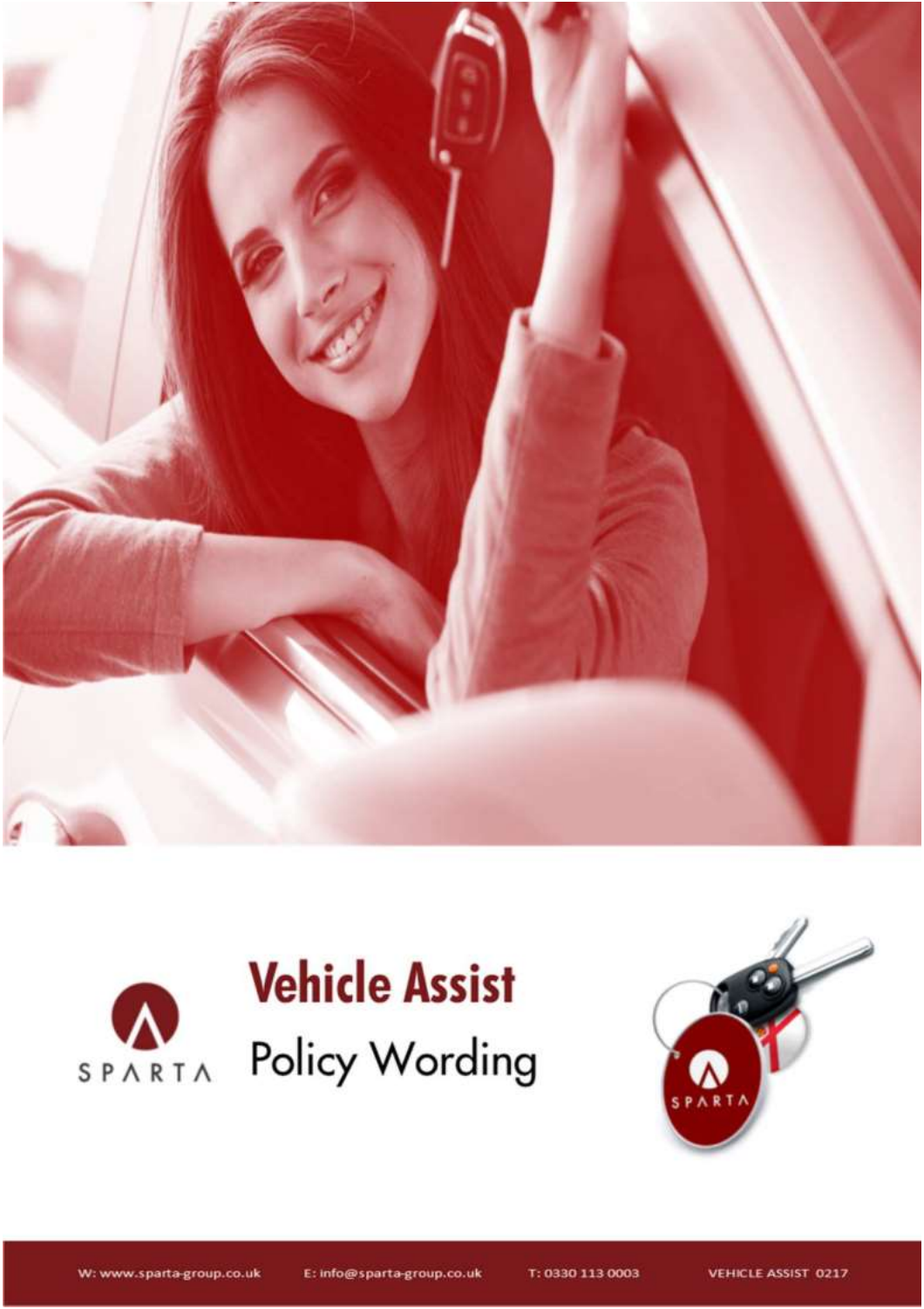SPARTA

# Vehicle Assist

## Policy Wording

W: www.sparta-group.co.uk E: info@sparta-group.co.uk T: 0330 113 0003 VEHICLE ASSIST 0217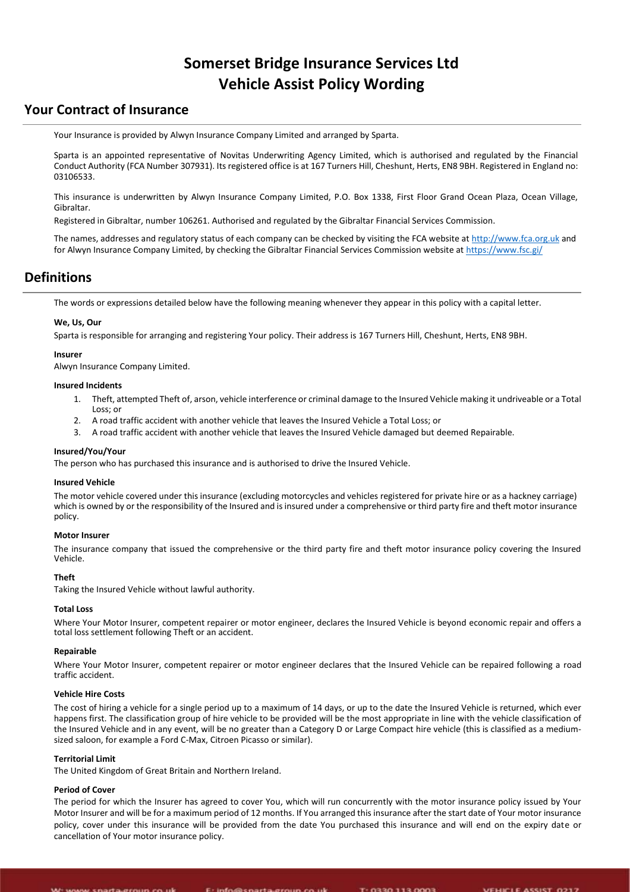# Somerset Bridge Insurance Services Ltd
# Vehicle Assist Policy Wording

## Your Contract of Insurance

Your Insurance is provided by Alwyn Insurance Company Limited and arranged by Sparta.

Sparta is an appointed representative of Novitas Underwriting Agency Limited, which is authorised and regulated by the Financial Conduct Authority (FCA Number 307931). Its registered office is at 167 Turners Hill, Cheshunt, Herts, EN8 9BH. Registered in England no: 03106533.

This insurance is underwritten by Alwyn Insurance Company Limited, P.O. Box 1338, First Floor Grand Ocean Plaza, Ocean Village, Gibraltar.

Registered in Gibraltar, number 106261. Authorised and regulated by the Gibraltar Financial Services Commission.

The names, addresses and regulatory status of each company can be checked by visiting the FCA website at http://www.fca.org.uk and for Alwyn Insurance Company Limited, by checking the Gibraltar Financial Services Commission website at https://www.fsc.gi/

## Definitions

The words or expressions detailed below have the following meaning whenever they appear in this policy with a capital letter.

**We, Us, Our**

Sparta is responsible for arranging and registering Your policy. Their address is 167 Turners Hill, Cheshunt, Herts, EN8 9BH.

**Insurer**

Alwyn Insurance Company Limited.

**Insured Incidents**

1. Theft, attempted Theft of, arson, vehicle interference or criminal damage to the Insured Vehicle making it undriveable or a Total Loss; or
2. A road traffic accident with another vehicle that leaves the Insured Vehicle a Total Loss; or
3. A road traffic accident with another vehicle that leaves the Insured Vehicle damaged but deemed Repairable.

**Insured/You/Your**

The person who has purchased this insurance and is authorised to drive the Insured Vehicle.

**Insured Vehicle**

The motor vehicle covered under this insurance (excluding motorcycles and vehicles registered for private hire or as a hackney carriage) which is owned by or the responsibility of the Insured and is insured under a comprehensive or third party fire and theft motor insurance policy.

**Motor Insurer**

The insurance company that issued the comprehensive or the third party fire and theft motor insurance policy covering the Insured Vehicle.

**Theft**

Taking the Insured Vehicle without lawful authority.

**Total Loss**

Where Your Motor Insurer, competent repairer or motor engineer, declares the Insured Vehicle is beyond economic repair and offers a total loss settlement following Theft or an accident.

**Repairable**

Where Your Motor Insurer, competent repairer or motor engineer declares that the Insured Vehicle can be repaired following a road traffic accident.

**Vehicle Hire Costs**

The cost of hiring a vehicle for a single period up to a maximum of 14 days, or up to the date the Insured Vehicle is returned, which ever happens first. The classification group of hire vehicle to be provided will be the most appropriate in line with the vehicle classification of the Insured Vehicle and in any event, will be no greater than a Category D or Large Compact hire vehicle (this is classified as a medium-sized saloon, for example a Ford C-Max, Citroen Picasso or similar).

**Territorial Limit**

The United Kingdom of Great Britain and Northern Ireland.

**Period of Cover**

The period for which the Insurer has agreed to cover You, which will run concurrently with the motor insurance policy issued by Your Motor Insurer and will be for a maximum period of 12 months. If You arranged this insurance after the start date of Your motor insurance policy, cover under this insurance will be provided from the date You purchased this insurance and will end on the expiry date or cancellation of Your motor insurance policy.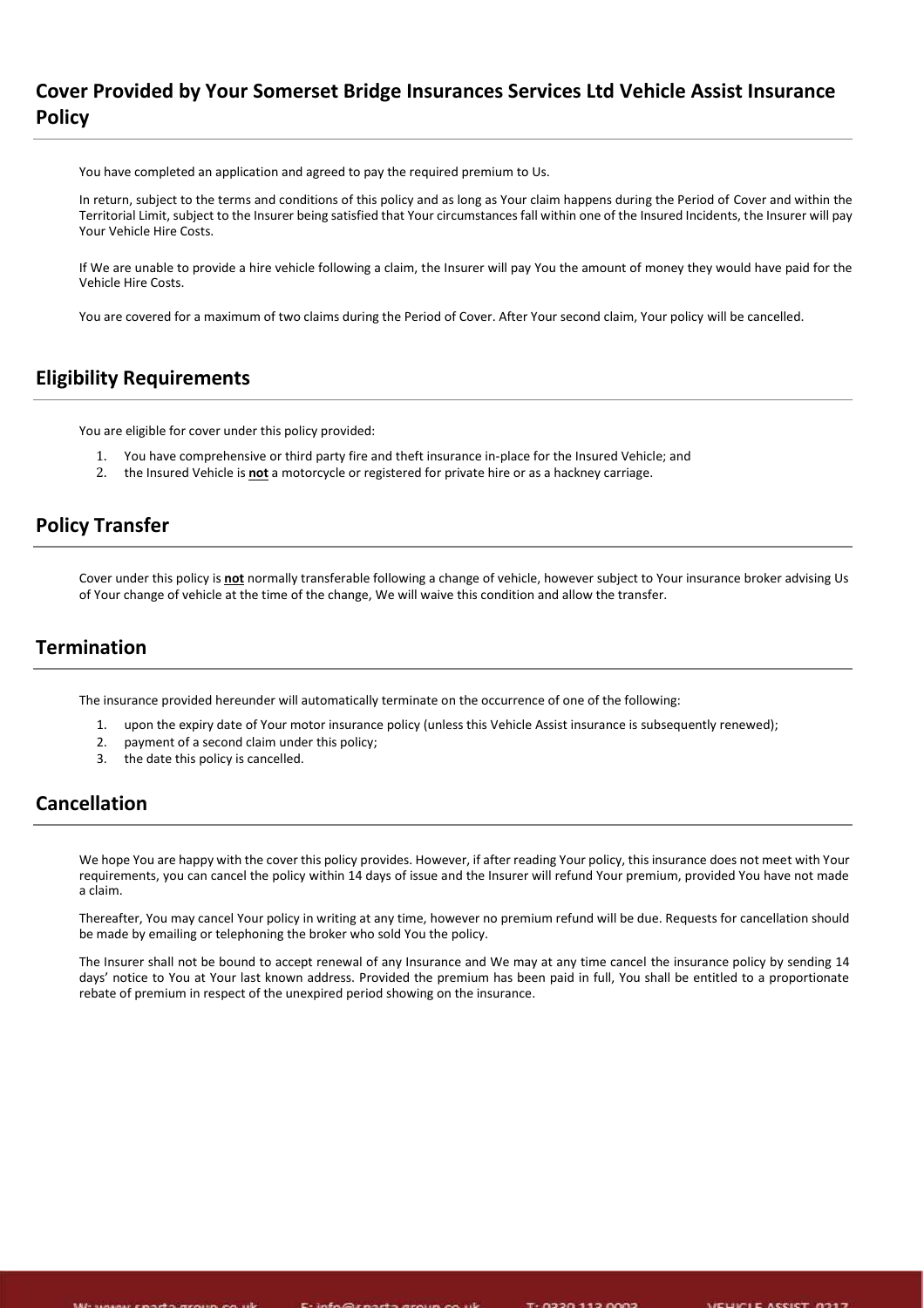## Cover Provided by Your Somerset Bridge Insurances Services Ltd Vehicle Assist Insurance Policy

You have completed an application and agreed to pay the required premium to Us.

In return, subject to the terms and conditions of this policy and as long as Your claim happens during the Period of Cover and within the Territorial Limit, subject to the Insurer being satisfied that Your circumstances fall within one of the Insured Incidents, the Insurer will pay Your Vehicle Hire Costs.

If We are unable to provide a hire vehicle following a claim, the Insurer will pay You the amount of money they would have paid for the Vehicle Hire Costs.

You are covered for a maximum of two claims during the Period of Cover. After Your second claim, Your policy will be cancelled.

## Eligibility Requirements

You are eligible for cover under this policy provided:

1. You have comprehensive or third party fire and theft insurance in-place for the Insured Vehicle; and
2. the Insured Vehicle is **not** a motorcycle or registered for private hire or as a hackney carriage.

## Policy Transfer

Cover under this policy is **not** normally transferable following a change of vehicle, however subject to Your insurance broker advising Us of Your change of vehicle at the time of the change, We will waive this condition and allow the transfer.

## Termination

The insurance provided hereunder will automatically terminate on the occurrence of one of the following:

1. upon the expiry date of Your motor insurance policy (unless this Vehicle Assist insurance is subsequently renewed);
2. payment of a second claim under this policy;
3. the date this policy is cancelled.

## Cancellation

We hope You are happy with the cover this policy provides. However, if after reading Your policy, this insurance does not meet with Your requirements, you can cancel the policy within 14 days of issue and the Insurer will refund Your premium, provided You have not made a claim.

Thereafter, You may cancel Your policy in writing at any time, however no premium refund will be due. Requests for cancellation should be made by emailing or telephoning the broker who sold You the policy.

The Insurer shall not be bound to accept renewal of any Insurance and We may at any time cancel the insurance policy by sending 14 days' notice to You at Your last known address. Provided the premium has been paid in full, You shall be entitled to a proportionate rebate of premium in respect of the unexpired period showing on the insurance.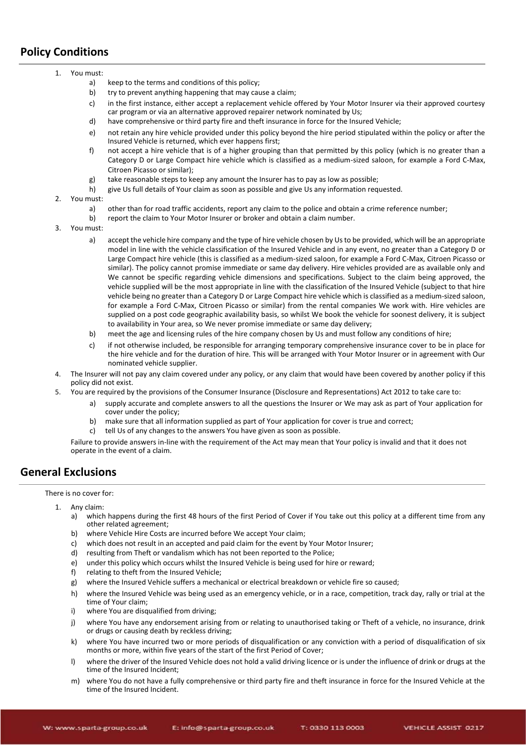## Policy Conditions

1. You must:
    a) keep to the terms and conditions of this policy;
    b) try to prevent anything happening that may cause a claim;
    c) in the first instance, either accept a replacement vehicle offered by Your Motor Insurer via their approved courtesy car program or via an alternative approved repairer network nominated by Us;
    d) have comprehensive or third party fire and theft insurance in force for the Insured Vehicle;
    e) not retain any hire vehicle provided under this policy beyond the hire period stipulated within the policy or after the Insured Vehicle is returned, which ever happens first;
    f) not accept a hire vehicle that is of a higher grouping than that permitted by this policy (which is no greater than a Category D or Large Compact hire vehicle which is classified as a medium-sized saloon, for example a Ford C-Max, Citroen Picasso or similar);
    g) take reasonable steps to keep any amount the Insurer has to pay as low as possible;
    h) give Us full details of Your claim as soon as possible and give Us any information requested.
2. You must:
    a) other than for road traffic accidents, report any claim to the police and obtain a crime reference number;
    b) report the claim to Your Motor Insurer or broker and obtain a claim number.
3. You must:
    a) accept the vehicle hire company and the type of hire vehicle chosen by Us to be provided, which will be an appropriate model in line with the vehicle classification of the Insured Vehicle and in any event, no greater than a Category D or Large Compact hire vehicle (this is classified as a medium-sized saloon, for example a Ford C-Max, Citroen Picasso or similar). The policy cannot promise immediate or same day delivery. Hire vehicles provided are as available only and We cannot be specific regarding vehicle dimensions and specifications. Subject to the claim being approved, the vehicle supplied will be the most appropriate in line with the classification of the Insured Vehicle (subject to that hire vehicle being no greater than a Category D or Large Compact hire vehicle which is classified as a medium-sized saloon, for example a Ford C-Max, Citroen Picasso or similar) from the rental companies We work with. Hire vehicles are supplied on a post code geographic availability basis, so whilst We book the vehicle for soonest delivery, it is subject to availability in Your area, so We never promise immediate or same day delivery;
    b) meet the age and licensing rules of the hire company chosen by Us and must follow any conditions of hire;
    c) if not otherwise included, be responsible for arranging temporary comprehensive insurance cover to be in place for the hire vehicle and for the duration of hire. This will be arranged with Your Motor Insurer or in agreement with Our nominated vehicle supplier.
4. The Insurer will not pay any claim covered under any policy, or any claim that would have been covered by another policy if this policy did not exist.
5. You are required by the provisions of the Consumer Insurance (Disclosure and Representations) Act 2012 to take care to:
    a) supply accurate and complete answers to all the questions the Insurer or We may ask as part of Your application for cover under the policy;
    b) make sure that all information supplied as part of Your application for cover is true and correct;
    c) tell Us of any changes to the answers You have given as soon as possible.

    Failure to provide answers in-line with the requirement of the Act may mean that Your policy is invalid and that it does not operate in the event of a claim.

## General Exclusions

There is no cover for:

1. Any claim:
    a) which happens during the first 48 hours of the first Period of Cover if You take out this policy at a different time from any other related agreement;
    b) where Vehicle Hire Costs are incurred before We accept Your claim;
    c) which does not result in an accepted and paid claim for the event by Your Motor Insurer;
    d) resulting from Theft or vandalism which has not been reported to the Police;
    e) under this policy which occurs whilst the Insured Vehicle is being used for hire or reward;
    f) relating to theft from the Insured Vehicle;
    g) where the Insured Vehicle suffers a mechanical or electrical breakdown or vehicle fire so caused;
    h) where the Insured Vehicle was being used as an emergency vehicle, or in a race, competition, track day, rally or trial at the time of Your claim;
    i) where You are disqualified from driving;
    j) where You have any endorsement arising from or relating to unauthorised taking or Theft of a vehicle, no insurance, drink or drugs or causing death by reckless driving;
    k) where You have incurred two or more periods of disqualification or any conviction with a period of disqualification of six months or more, within five years of the start of the first Period of Cover;
    l) where the driver of the Insured Vehicle does not hold a valid driving licence or is under the influence of drink or drugs at the time of the Insured Incident;
    m) where You do not have a fully comprehensive or third party fire and theft insurance in force for the Insured Vehicle at the time of the Insured Incident.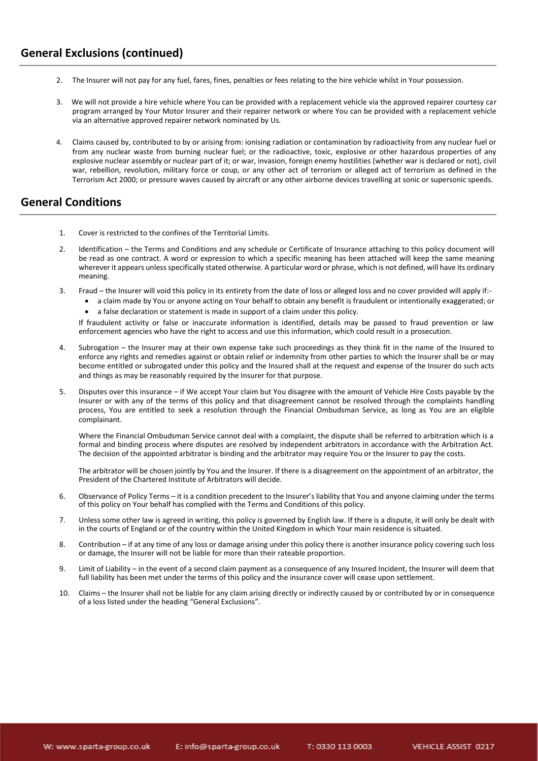## General Exclusions (continued)

2. The Insurer will not pay for any fuel, fares, fines, penalties or fees relating to the hire vehicle whilst in Your possession.
3. We will not provide a hire vehicle where You can be provided with a replacement vehicle via the approved repairer courtesy car program arranged by Your Motor Insurer and their repairer network or where You can be provided with a replacement vehicle via an alternative approved repairer network nominated by Us.
4. Claims caused by, contributed to by or arising from: ionising radiation or contamination by radioactivity from any nuclear fuel or from any nuclear waste from burning nuclear fuel; or the radioactive, toxic, explosive or other hazardous properties of any explosive nuclear assembly or nuclear part of it; or war, invasion, foreign enemy hostilities (whether war is declared or not), civil war, rebellion, revolution, military force or coup, or any other act of terrorism or alleged act of terrorism as defined in the Terrorism Act 2000; or pressure waves caused by aircraft or any other airborne devices travelling at sonic or supersonic speeds.

## General Conditions

1. Cover is restricted to the confines of the Territorial Limits.
2. Identification – the Terms and Conditions and any schedule or Certificate of Insurance attaching to this policy document will be read as one contract. A word or expression to which a specific meaning has been attached will keep the same meaning wherever it appears unless specifically stated otherwise. A particular word or phrase, which is not defined, will have its ordinary meaning.
3. Fraud – the Insurer will void this policy in its entirety from the date of loss or alleged loss and no cover provided will apply if:-
   - a claim made by You or anyone acting on Your behalf to obtain any benefit is fraudulent or intentionally exaggerated; or
   - a false declaration or statement is made in support of a claim under this policy.

   If fraudulent activity or false or inaccurate information is identified, details may be passed to fraud prevention or law enforcement agencies who have the right to access and use this information, which could result in a prosecution.
4. Subrogation – the Insurer may at their own expense take such proceedings as they think fit in the name of the Insured to enforce any rights and remedies against or obtain relief or indemnity from other parties to which the Insurer shall be or may become entitled or subrogated under this policy and the Insured shall at the request and expense of the Insurer do such acts and things as may be reasonably required by the Insurer for that purpose.
5. Disputes over this insurance – if We accept Your claim but You disagree with the amount of Vehicle Hire Costs payable by the Insurer or with any of the terms of this policy and that disagreement cannot be resolved through the complaints handling process, You are entitled to seek a resolution through the Financial Ombudsman Service, as long as You are an eligible complainant.

   Where the Financial Ombudsman Service cannot deal with a complaint, the dispute shall be referred to arbitration which is a formal and binding process where disputes are resolved by independent arbitrators in accordance with the Arbitration Act. The decision of the appointed arbitrator is binding and the arbitrator may require You or the Insurer to pay the costs.

   The arbitrator will be chosen jointly by You and the Insurer. If there is a disagreement on the appointment of an arbitrator, the President of the Chartered Institute of Arbitrators will decide.
6. Observance of Policy Terms – it is a condition precedent to the Insurer's liability that You and anyone claiming under the terms of this policy on Your behalf has complied with the Terms and Conditions of this policy.
7. Unless some other law is agreed in writing, this policy is governed by English law. If there is a dispute, it will only be dealt with in the courts of England or of the country within the United Kingdom in which Your main residence is situated.
8. Contribution – if at any time of any loss or damage arising under this policy there is another insurance policy covering such loss or damage, the Insurer will not be liable for more than their rateable proportion.
9. Limit of Liability – in the event of a second claim payment as a consequence of any Insured Incident, the Insurer will deem that full liability has been met under the terms of this policy and the insurance cover will cease upon settlement.
10. Claims – the Insurer shall not be liable for any claim arising directly or indirectly caused by or contributed by or in consequence of a loss listed under the heading "General Exclusions".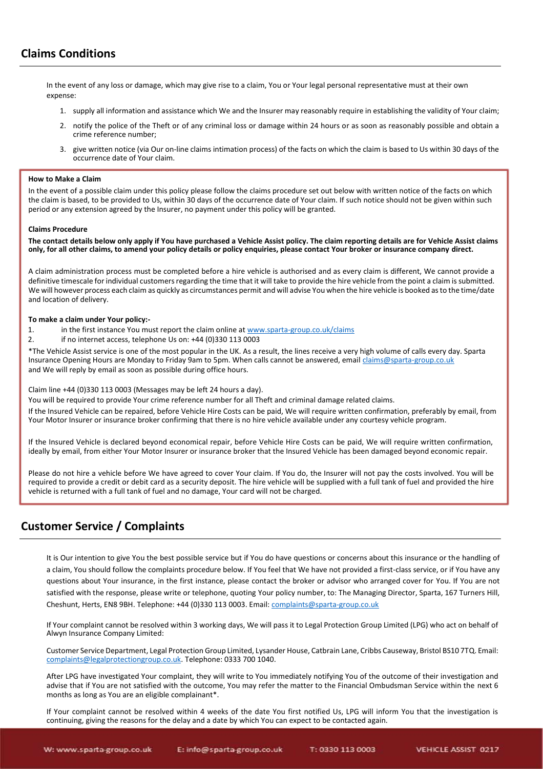## Claims Conditions

In the event of any loss or damage, which may give rise to a claim, You or Your legal personal representative must at their own expense:

1. supply all information and assistance which We and the Insurer may reasonably require in establishing the validity of Your claim;
2. notify the police of the Theft or of any criminal loss or damage within 24 hours or as soon as reasonably possible and obtain a crime reference number;
3. give written notice (via Our on-line claims intimation process) of the facts on which the claim is based to Us within 30 days of the occurrence date of Your claim.

**How to Make a Claim**

In the event of a possible claim under this policy please follow the claims procedure set out below with written notice of the facts on which the claim is based, to be provided to Us, within 30 days of the occurrence date of Your claim. If such notice should not be given within such period or any extension agreed by the Insurer, no payment under this policy will be granted.

**Claims Procedure**

**The contact details below only apply if You have purchased a Vehicle Assist policy. The claim reporting details are for Vehicle Assist claims only, for all other claims, to amend your policy details or policy enquiries, please contact Your broker or insurance company direct.**

A claim administration process must be completed before a hire vehicle is authorised and as every claim is different, We cannot provide a definitive timescale for individual customers regarding the time that it will take to provide the hire vehicle from the point a claim is submitted. We will however process each claim as quickly as circumstances permit and will advise You when the hire vehicle is booked as to the time/date and location of delivery.

**To make a claim under Your policy:-**

1. in the first instance You must report the claim online at www.sparta-group.co.uk/claims
2. if no internet access, telephone Us on: +44 (0)330 113 0003

*The Vehicle Assist service is one of the most popular in the UK. As a result, the lines receive a very high volume of calls every day. Sparta Insurance Opening Hours are Monday to Friday 9am to 5pm. When calls cannot be answered, email claims@sparta-group.co.uk and We will reply by email as soon as possible during office hours.

Claim line +44 (0)330 113 0003 (Messages may be left 24 hours a day).

You will be required to provide Your crime reference number for all Theft and criminal damage related claims.

If the Insured Vehicle can be repaired, before Vehicle Hire Costs can be paid, We will require written confirmation, preferably by email, from Your Motor Insurer or insurance broker confirming that there is no hire vehicle available under any courtesy vehicle program.

If the Insured Vehicle is declared beyond economical repair, before Vehicle Hire Costs can be paid, We will require written confirmation, ideally by email, from either Your Motor Insurer or insurance broker that the Insured Vehicle has been damaged beyond economic repair.

Please do not hire a vehicle before We have agreed to cover Your claim. If You do, the Insurer will not pay the costs involved. You will be required to provide a credit or debit card as a security deposit. The hire vehicle will be supplied with a full tank of fuel and provided the hire vehicle is returned with a full tank of fuel and no damage, Your card will not be charged.

## Customer Service / Complaints

It is Our intention to give You the best possible service but if You do have questions or concerns about this insurance or the handling of a claim, You should follow the complaints procedure below. If You feel that We have not provided a first-class service, or if You have any questions about Your insurance, in the first instance, please contact the broker or advisor who arranged cover for You. If You are not satisfied with the response, please write or telephone, quoting Your policy number, to: The Managing Director, Sparta, 167 Turners Hill, Cheshunt, Herts, EN8 9BH. Telephone: +44 (0)330 113 0003. Email: complaints@sparta-group.co.uk

If Your complaint cannot be resolved within 3 working days, We will pass it to Legal Protection Group Limited (LPG) who act on behalf of Alwyn Insurance Company Limited:

Customer Service Department, Legal Protection Group Limited, Lysander House, Catbrain Lane, Cribbs Causeway, Bristol BS10 7TQ. Email: complaints@legalprotectiongroup.co.uk. Telephone: 0333 700 1040.

After LPG have investigated Your complaint, they will write to You immediately notifying You of the outcome of their investigation and advise that if You are not satisfied with the outcome, You may refer the matter to the Financial Ombudsman Service within the next 6 months as long as You are an eligible complainant*.

If Your complaint cannot be resolved within 4 weeks of the date You first notified Us, LPG will inform You that the investigation is continuing, giving the reasons for the delay and a date by which You can expect to be contacted again.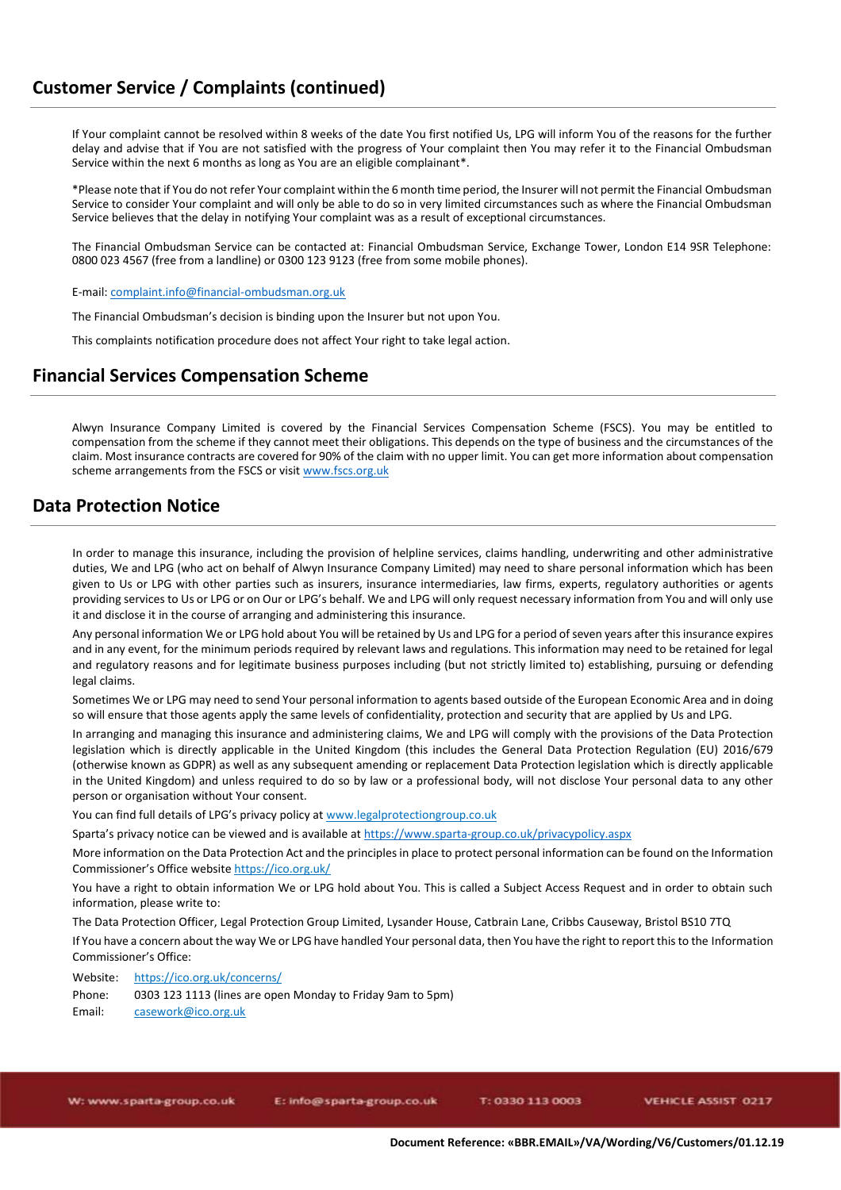## Customer Service / Complaints (continued)

If Your complaint cannot be resolved within 8 weeks of the date You first notified Us, LPG will inform You of the reasons for the further delay and advise that if You are not satisfied with the progress of Your complaint then You may refer it to the Financial Ombudsman Service within the next 6 months as long as You are an eligible complainant*.

*Please note that if You do not refer Your complaint within the 6 month time period, the Insurer will not permit the Financial Ombudsman Service to consider Your complaint and will only be able to do so in very limited circumstances such as where the Financial Ombudsman Service believes that the delay in notifying Your complaint was as a result of exceptional circumstances.

The Financial Ombudsman Service can be contacted at: Financial Ombudsman Service, Exchange Tower, London E14 9SR Telephone: 0800 023 4567 (free from a landline) or 0300 123 9123 (free from some mobile phones).

E-mail: complaint.info@financial-ombudsman.org.uk

The Financial Ombudsman's decision is binding upon the Insurer but not upon You.

This complaints notification procedure does not affect Your right to take legal action.

## Financial Services Compensation Scheme

Alwyn Insurance Company Limited is covered by the Financial Services Compensation Scheme (FSCS). You may be entitled to compensation from the scheme if they cannot meet their obligations. This depends on the type of business and the circumstances of the claim. Most insurance contracts are covered for 90% of the claim with no upper limit. You can get more information about compensation scheme arrangements from the FSCS or visit www.fscs.org.uk

## Data Protection Notice

In order to manage this insurance, including the provision of helpline services, claims handling, underwriting and other administrative duties, We and LPG (who act on behalf of Alwyn Insurance Company Limited) may need to share personal information which has been given to Us or LPG with other parties such as insurers, insurance intermediaries, law firms, experts, regulatory authorities or agents providing services to Us or LPG or on Our or LPG's behalf. We and LPG will only request necessary information from You and will only use it and disclose it in the course of arranging and administering this insurance.

Any personal information We or LPG hold about You will be retained by Us and LPG for a period of seven years after this insurance expires and in any event, for the minimum periods required by relevant laws and regulations. This information may need to be retained for legal and regulatory reasons and for legitimate business purposes including (but not strictly limited to) establishing, pursuing or defending legal claims.

Sometimes We or LPG may need to send Your personal information to agents based outside of the European Economic Area and in doing so will ensure that those agents apply the same levels of confidentiality, protection and security that are applied by Us and LPG.

In arranging and managing this insurance and administering claims, We and LPG will comply with the provisions of the Data Protection legislation which is directly applicable in the United Kingdom (this includes the General Data Protection Regulation (EU) 2016/679 (otherwise known as GDPR) as well as any subsequent amending or replacement Data Protection legislation which is directly applicable in the United Kingdom) and unless required to do so by law or a professional body, will not disclose Your personal data to any other person or organisation without Your consent.

You can find full details of LPG's privacy policy at www.legalprotectiongroup.co.uk

Sparta's privacy notice can be viewed and is available at https://www.sparta-group.co.uk/privacypolicy.aspx

More information on the Data Protection Act and the principles in place to protect personal information can be found on the Information Commissioner's Office website https://ico.org.uk/

You have a right to obtain information We or LPG hold about You. This is called a Subject Access Request and in order to obtain such information, please write to:

The Data Protection Officer, Legal Protection Group Limited, Lysander House, Catbrain Lane, Cribbs Causeway, Bristol BS10 7TQ

If You have a concern about the way We or LPG have handled Your personal data, then You have the right to report this to the Information Commissioner's Office:

Website: https://ico.org.uk/concerns/
Phone: 0303 123 1113 (lines are open Monday to Friday 9am to 5pm)
Email: casework@ico.org.uk

W: www.sparta-group.co.uk E: info@sparta-group.co.uk T: 0330 113 0003 VEHICLE ASSIST 0217

**Document Reference: «BBR.EMAIL»/VA/Wording/V6/Customers/01.12.19**